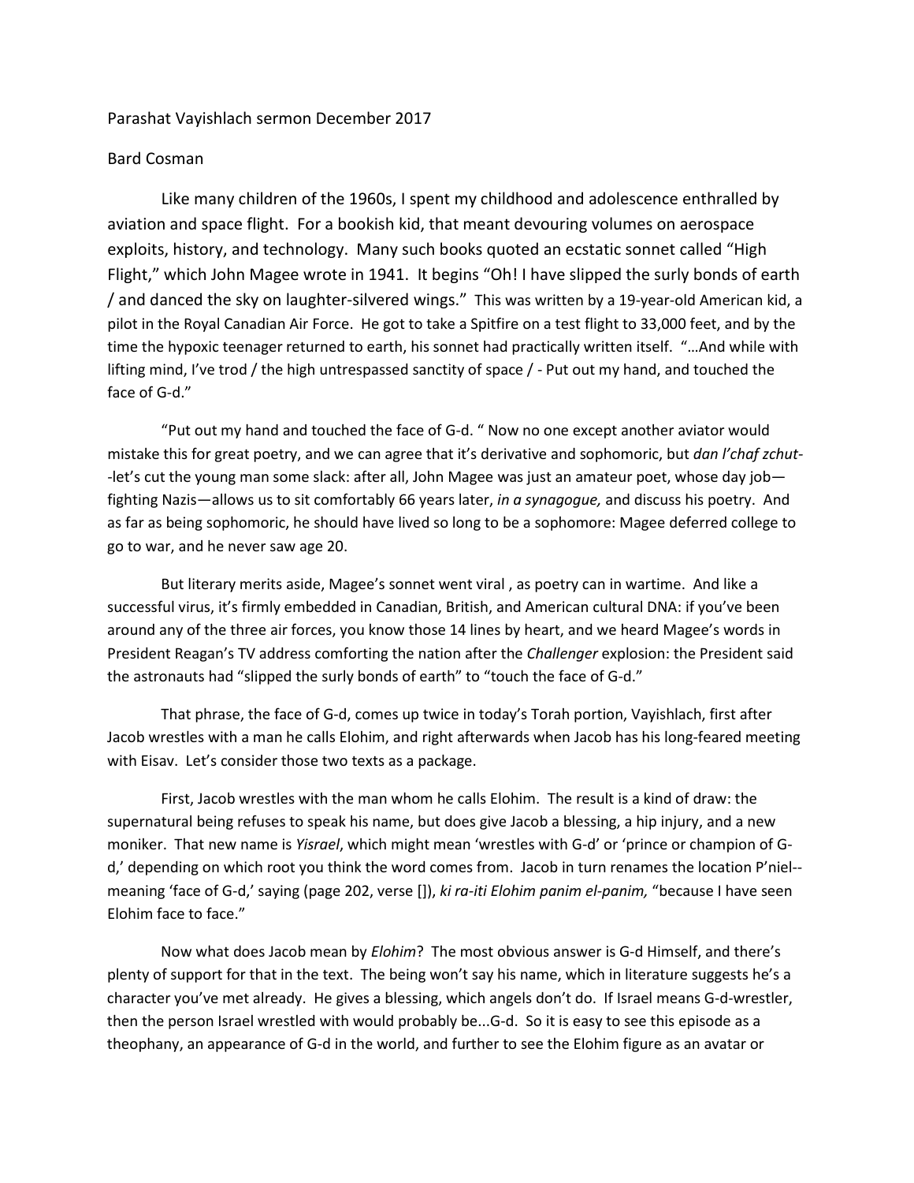Parashat Vayishlach sermon December 2017

Bard Cosman

Like many children of the 1960s, I spent my childhood and adolescence enthralled by aviation and space flight. For a bookish kid, that meant devouring volumes on aerospace exploits, history, and technology. Many such books quoted an ecstatic sonnet called "High Flight," which John Magee wrote in 1941. It begins "Oh! I have slipped the surly bonds of earth / and danced the sky on laughter-silvered wings." This was written by a 19-year-old American kid, a pilot in the Royal Canadian Air Force. He got to take a Spitfire on a test flight to 33,000 feet, and by the time the hypoxic teenager returned to earth, his sonnet had practically written itself. "…And while with lifting mind, I've trod / the high untrespassed sanctity of space / - Put out my hand, and touched the face of G-d."

"Put out my hand and touched the face of G-d. " Now no one except another aviator would mistake this for great poetry, and we can agree that it's derivative and sophomoric, but *dan l'chaf zchut*--let's cut the young man some slack: after all, John Magee was just an amateur poet, whose day job—fighting Nazis—allows us to sit comfortably 66 years later, *in a synagogue,* and discuss his poetry. And as far as being sophomoric, he should have lived so long to be a sophomore: Magee deferred college to go to war, and he never saw age 20.

But literary merits aside, Magee's sonnet went viral , as poetry can in wartime. And like a successful virus, it's firmly embedded in Canadian, British, and American cultural DNA: if you've been around any of the three air forces, you know those 14 lines by heart, and we heard Magee's words in President Reagan's TV address comforting the nation after the *Challenger* explosion: the President said the astronauts had "slipped the surly bonds of earth" to "touch the face of G-d."

That phrase, the face of G-d, comes up twice in today's Torah portion, Vayishlach, first after Jacob wrestles with a man he calls Elohim, and right afterwards when Jacob has his long-feared meeting with Eisav. Let's consider those two texts as a package.

First, Jacob wrestles with the man whom he calls Elohim. The result is a kind of draw: the supernatural being refuses to speak his name, but does give Jacob a blessing, a hip injury, and a new moniker. That new name is *Yisrael*, which might mean 'wrestles with G-d' or 'prince or champion of G-d,' depending on which root you think the word comes from. Jacob in turn renames the location P'niel--meaning 'face of G-d,' saying (page 202, verse []), *ki ra-iti Elohim panim el-panim,* "because I have seen Elohim face to face."

Now what does Jacob mean by *Elohim*? The most obvious answer is G-d Himself, and there's plenty of support for that in the text. The being won't say his name, which in literature suggests he's a character you've met already. He gives a blessing, which angels don't do. If Israel means G-d-wrestler, then the person Israel wrestled with would probably be...G-d. So it is easy to see this episode as a theophany, an appearance of G-d in the world, and further to see the Elohim figure as an avatar or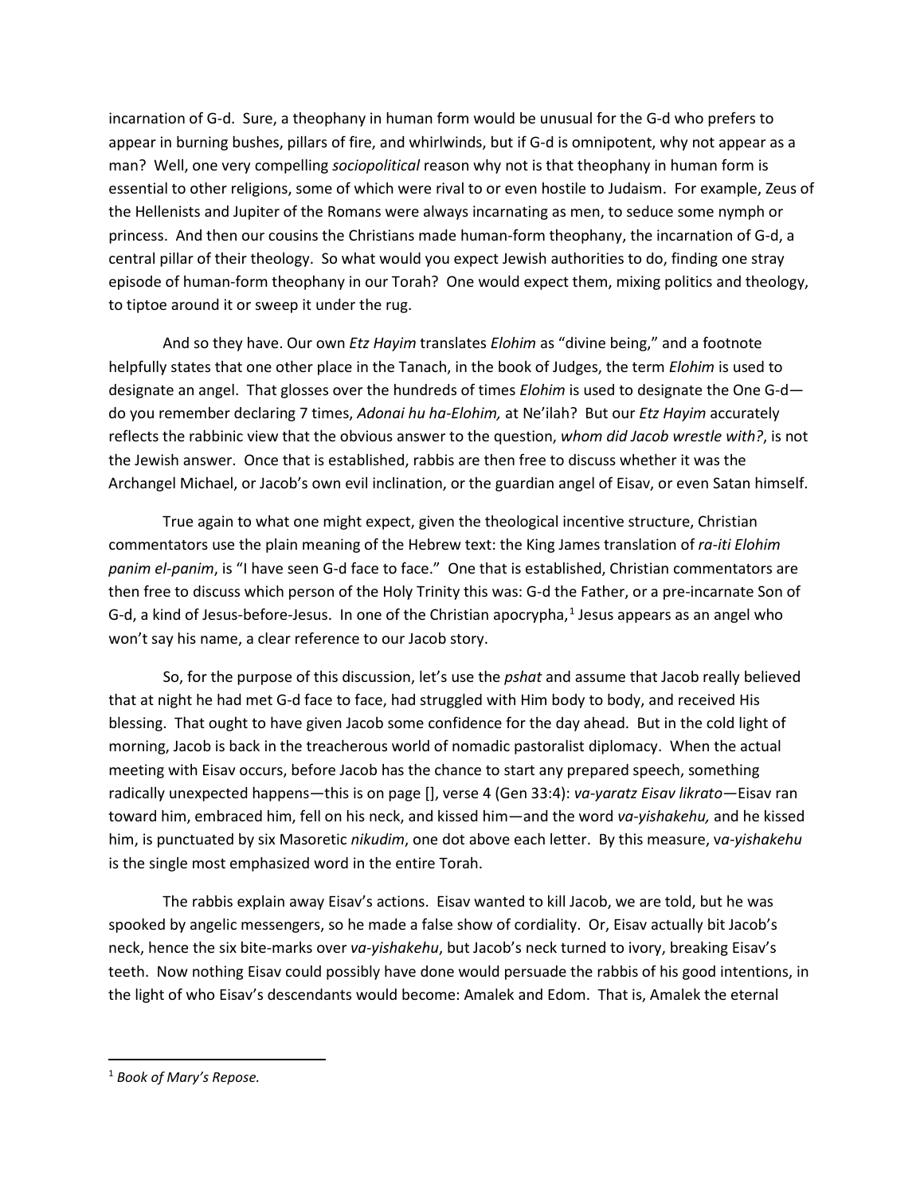incarnation of G-d. Sure, a theophany in human form would be unusual for the G-d who prefers to appear in burning bushes, pillars of fire, and whirlwinds, but if G-d is omnipotent, why not appear as a man? Well, one very compelling *sociopolitical* reason why not is that theophany in human form is essential to other religions, some of which were rival to or even hostile to Judaism. For example, Zeus of the Hellenists and Jupiter of the Romans were always incarnating as men, to seduce some nymph or princess. And then our cousins the Christians made human-form theophany, the incarnation of G-d, a central pillar of their theology. So what would you expect Jewish authorities to do, finding one stray episode of human-form theophany in our Torah? One would expect them, mixing politics and theology, to tiptoe around it or sweep it under the rug.

And so they have. Our own *Etz Hayim* translates *Elohim* as "divine being," and a footnote helpfully states that one other place in the Tanach, in the book of Judges, the term *Elohim* is used to designate an angel. That glosses over the hundreds of times *Elohim* is used to designate the One G-d—do you remember declaring 7 times, *Adonai hu ha-Elohim,* at Ne'ilah? But our *Etz Hayim* accurately reflects the rabbinic view that the obvious answer to the question, *whom did Jacob wrestle with?*, is not the Jewish answer. Once that is established, rabbis are then free to discuss whether it was the Archangel Michael, or Jacob's own evil inclination, or the guardian angel of Eisav, or even Satan himself.

True again to what one might expect, given the theological incentive structure, Christian commentators use the plain meaning of the Hebrew text: the King James translation of *ra-iti Elohim panim el-panim*, is "I have seen G-d face to face." One that is established, Christian commentators are then free to discuss which person of the Holy Trinity this was: G-d the Father, or a pre-incarnate Son of G-d, a kind of Jesus-before-Jesus. In one of the Christian apocrypha,[1] Jesus appears as an angel who won't say his name, a clear reference to our Jacob story.

So, for the purpose of this discussion, let's use the *pshat* and assume that Jacob really believed that at night he had met G-d face to face, had struggled with Him body to body, and received His blessing. That ought to have given Jacob some confidence for the day ahead. But in the cold light of morning, Jacob is back in the treacherous world of nomadic pastoralist diplomacy. When the actual meeting with Eisav occurs, before Jacob has the chance to start any prepared speech, something radically unexpected happens—this is on page [], verse 4 (Gen 33:4): *va-yaratz Eisav likrato*—Eisav ran toward him, embraced him, fell on his neck, and kissed him—and the word *va-yishakehu,* and he kissed him, is punctuated by six Masoretic *nikudim*, one dot above each letter. By this measure, v*a-yishakehu* is the single most emphasized word in the entire Torah.

The rabbis explain away Eisav's actions. Eisav wanted to kill Jacob, we are told, but he was spooked by angelic messengers, so he made a false show of cordiality. Or, Eisav actually bit Jacob's neck, hence the six bite-marks over *va-yishakehu*, but Jacob's neck turned to ivory, breaking Eisav's teeth. Now nothing Eisav could possibly have done would persuade the rabbis of his good intentions, in the light of who Eisav's descendants would become: Amalek and Edom. That is, Amalek the eternal

[1] *Book of Mary's Repose.*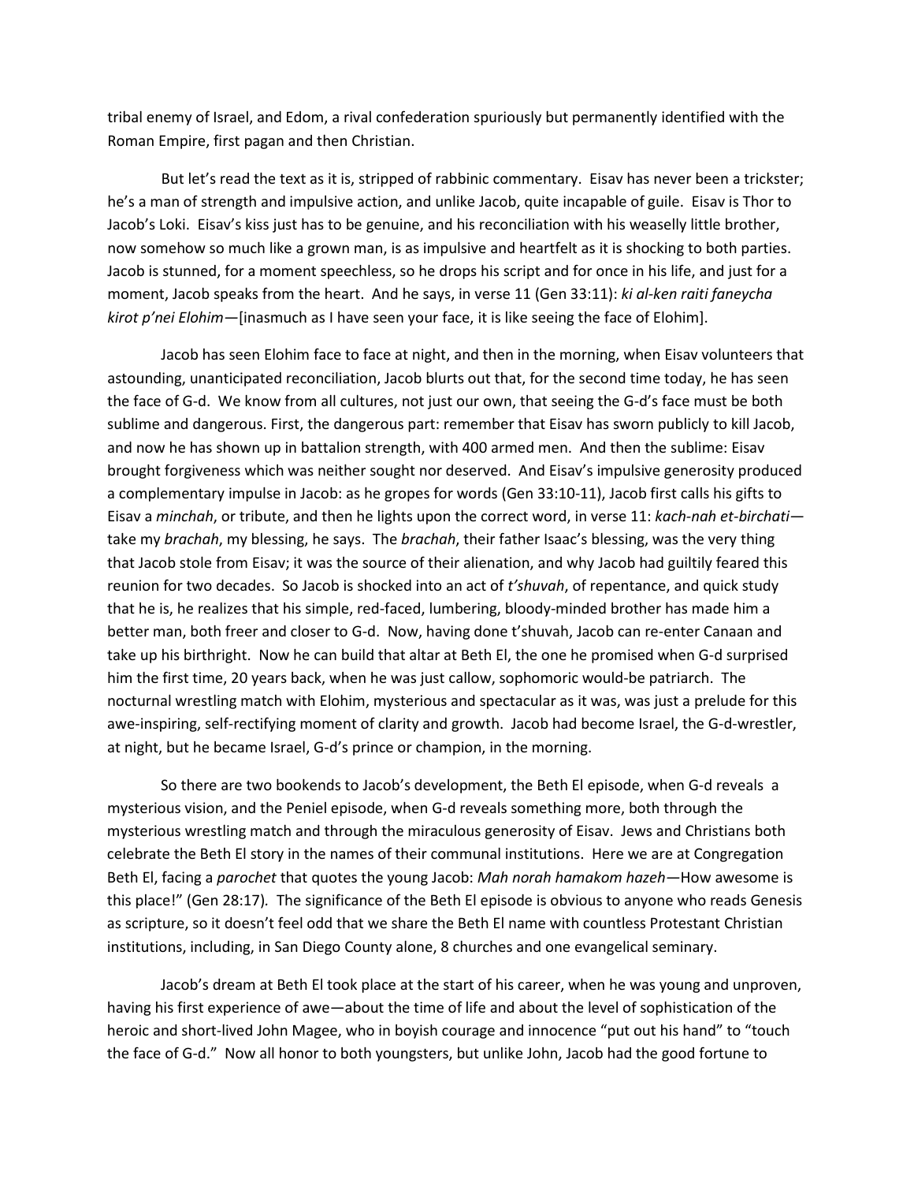tribal enemy of Israel, and Edom, a rival confederation spuriously but permanently identified with the Roman Empire, first pagan and then Christian.

But let's read the text as it is, stripped of rabbinic commentary. Eisav has never been a trickster; he's a man of strength and impulsive action, and unlike Jacob, quite incapable of guile. Eisav is Thor to Jacob's Loki. Eisav's kiss just has to be genuine, and his reconciliation with his weaselly little brother, now somehow so much like a grown man, is as impulsive and heartfelt as it is shocking to both parties. Jacob is stunned, for a moment speechless, so he drops his script and for once in his life, and just for a moment, Jacob speaks from the heart. And he says, in verse 11 (Gen 33:11): *ki al-ken raiti faneycha kirot p'nei Elohim*—[inasmuch as I have seen your face, it is like seeing the face of Elohim].

Jacob has seen Elohim face to face at night, and then in the morning, when Eisav volunteers that astounding, unanticipated reconciliation, Jacob blurts out that, for the second time today, he has seen the face of G-d. We know from all cultures, not just our own, that seeing the G-d's face must be both sublime and dangerous. First, the dangerous part: remember that Eisav has sworn publicly to kill Jacob, and now he has shown up in battalion strength, with 400 armed men. And then the sublime: Eisav brought forgiveness which was neither sought nor deserved. And Eisav's impulsive generosity produced a complementary impulse in Jacob: as he gropes for words (Gen 33:10-11), Jacob first calls his gifts to Eisav a *minchah*, or tribute, and then he lights upon the correct word, in verse 11: *kach-nah et-birchati*—take my *brachah*, my blessing, he says. The *brachah*, their father Isaac's blessing, was the very thing that Jacob stole from Eisav; it was the source of their alienation, and why Jacob had guiltily feared this reunion for two decades. So Jacob is shocked into an act of *t'shuvah*, of repentance, and quick study that he is, he realizes that his simple, red-faced, lumbering, bloody-minded brother has made him a better man, both freer and closer to G-d. Now, having done t'shuvah, Jacob can re-enter Canaan and take up his birthright. Now he can build that altar at Beth El, the one he promised when G-d surprised him the first time, 20 years back, when he was just callow, sophomoric would-be patriarch. The nocturnal wrestling match with Elohim, mysterious and spectacular as it was, was just a prelude for this awe-inspiring, self-rectifying moment of clarity and growth. Jacob had become Israel, the G-d-wrestler, at night, but he became Israel, G-d's prince or champion, in the morning.

So there are two bookends to Jacob's development, the Beth El episode, when G-d reveals a mysterious vision, and the Peniel episode, when G-d reveals something more, both through the mysterious wrestling match and through the miraculous generosity of Eisav. Jews and Christians both celebrate the Beth El story in the names of their communal institutions. Here we are at Congregation Beth El, facing a *parochet* that quotes the young Jacob: *Mah norah hamakom hazeh*—How awesome is this place!" (Gen 28:17). The significance of the Beth El episode is obvious to anyone who reads Genesis as scripture, so it doesn't feel odd that we share the Beth El name with countless Protestant Christian institutions, including, in San Diego County alone, 8 churches and one evangelical seminary.

Jacob's dream at Beth El took place at the start of his career, when he was young and unproven, having his first experience of awe—about the time of life and about the level of sophistication of the heroic and short-lived John Magee, who in boyish courage and innocence "put out his hand" to "touch the face of G-d." Now all honor to both youngsters, but unlike John, Jacob had the good fortune to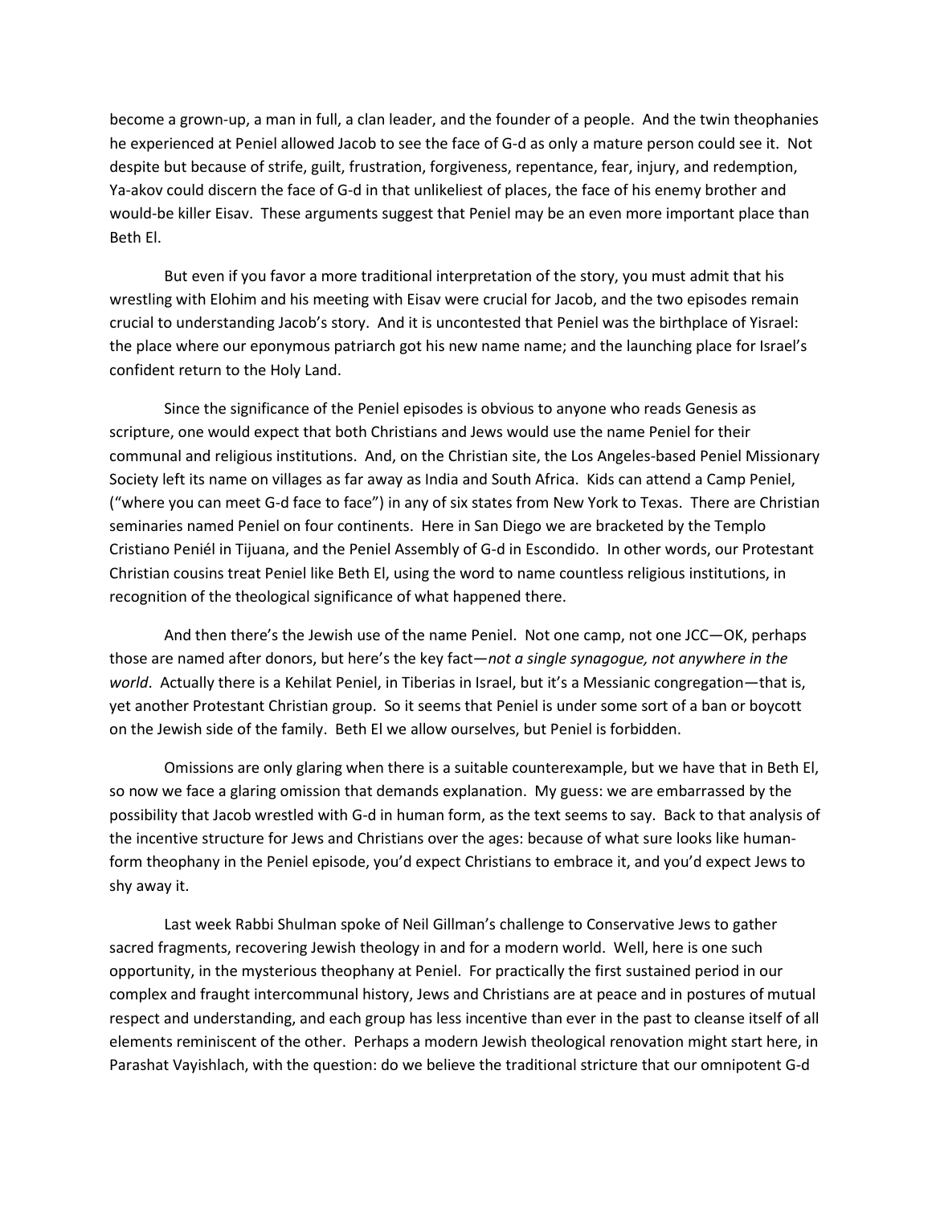become a grown-up, a man in full, a clan leader, and the founder of a people. And the twin theophanies he experienced at Peniel allowed Jacob to see the face of G-d as only a mature person could see it. Not despite but because of strife, guilt, frustration, forgiveness, repentance, fear, injury, and redemption, Ya-akov could discern the face of G-d in that unlikeliest of places, the face of his enemy brother and would-be killer Eisav. These arguments suggest that Peniel may be an even more important place than Beth El.

But even if you favor a more traditional interpretation of the story, you must admit that his wrestling with Elohim and his meeting with Eisav were crucial for Jacob, and the two episodes remain crucial to understanding Jacob's story. And it is uncontested that Peniel was the birthplace of Yisrael: the place where our eponymous patriarch got his new name name; and the launching place for Israel's confident return to the Holy Land.

Since the significance of the Peniel episodes is obvious to anyone who reads Genesis as scripture, one would expect that both Christians and Jews would use the name Peniel for their communal and religious institutions. And, on the Christian site, the Los Angeles-based Peniel Missionary Society left its name on villages as far away as India and South Africa. Kids can attend a Camp Peniel, ("where you can meet G-d face to face") in any of six states from New York to Texas. There are Christian seminaries named Peniel on four continents. Here in San Diego we are bracketed by the Templo Cristiano Peniél in Tijuana, and the Peniel Assembly of G-d in Escondido. In other words, our Protestant Christian cousins treat Peniel like Beth El, using the word to name countless religious institutions, in recognition of the theological significance of what happened there.

And then there's the Jewish use of the name Peniel. Not one camp, not one JCC—OK, perhaps those are named after donors, but here's the key fact—*not a single synagogue, not anywhere in the world*. Actually there is a Kehilat Peniel, in Tiberias in Israel, but it's a Messianic congregation—that is, yet another Protestant Christian group. So it seems that Peniel is under some sort of a ban or boycott on the Jewish side of the family. Beth El we allow ourselves, but Peniel is forbidden.

Omissions are only glaring when there is a suitable counterexample, but we have that in Beth El, so now we face a glaring omission that demands explanation. My guess: we are embarrassed by the possibility that Jacob wrestled with G-d in human form, as the text seems to say. Back to that analysis of the incentive structure for Jews and Christians over the ages: because of what sure looks like human-form theophany in the Peniel episode, you'd expect Christians to embrace it, and you'd expect Jews to shy away it.

Last week Rabbi Shulman spoke of Neil Gillman's challenge to Conservative Jews to gather sacred fragments, recovering Jewish theology in and for a modern world. Well, here is one such opportunity, in the mysterious theophany at Peniel. For practically the first sustained period in our complex and fraught intercommunal history, Jews and Christians are at peace and in postures of mutual respect and understanding, and each group has less incentive than ever in the past to cleanse itself of all elements reminiscent of the other. Perhaps a modern Jewish theological renovation might start here, in Parashat Vayishlach, with the question: do we believe the traditional stricture that our omnipotent G-d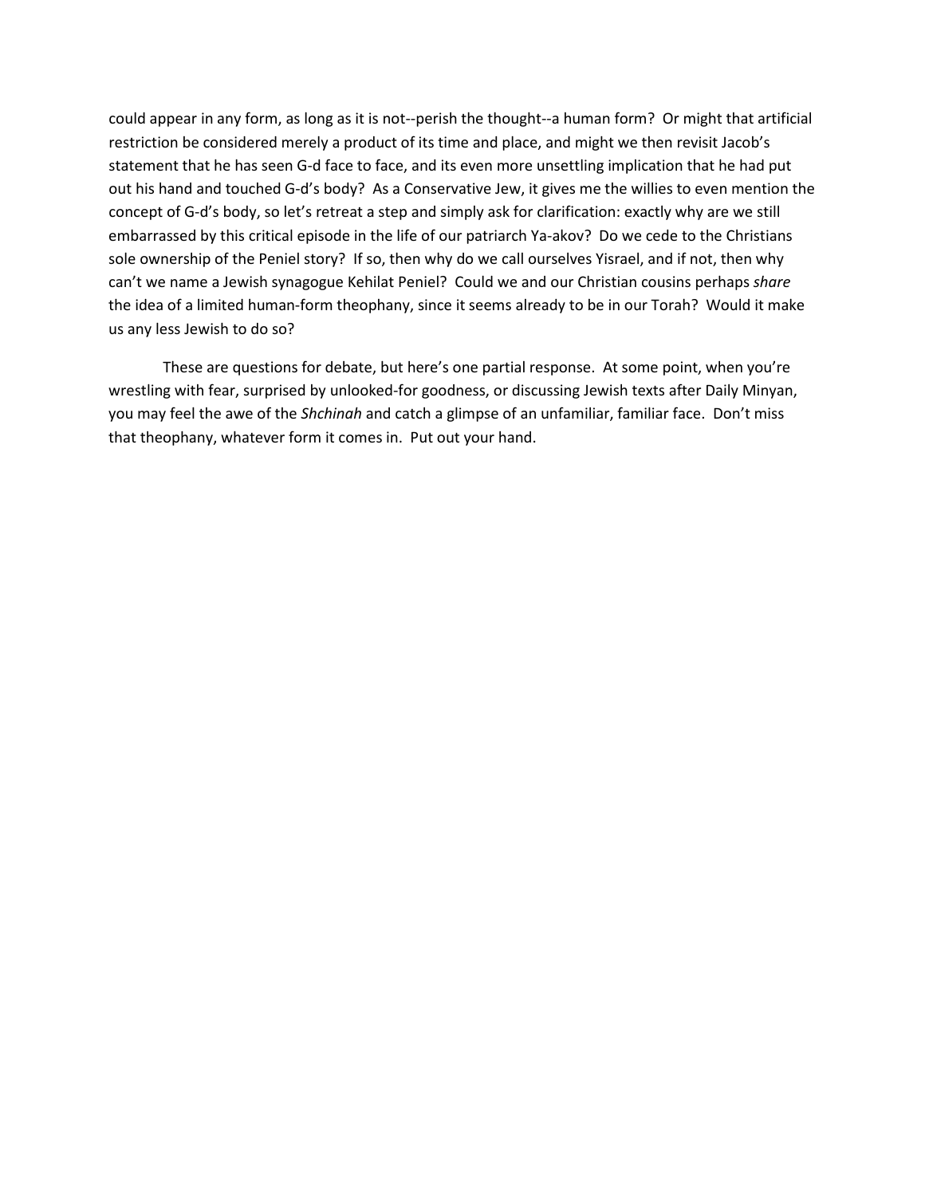could appear in any form, as long as it is not--perish the thought--a human form? Or might that artificial restriction be considered merely a product of its time and place, and might we then revisit Jacob's statement that he has seen G-d face to face, and its even more unsettling implication that he had put out his hand and touched G-d's body? As a Conservative Jew, it gives me the willies to even mention the concept of G-d's body, so let's retreat a step and simply ask for clarification: exactly why are we still embarrassed by this critical episode in the life of our patriarch Ya-akov? Do we cede to the Christians sole ownership of the Peniel story? If so, then why do we call ourselves Yisrael, and if not, then why can't we name a Jewish synagogue Kehilat Peniel? Could we and our Christian cousins perhaps *share* the idea of a limited human-form theophany, since it seems already to be in our Torah? Would it make us any less Jewish to do so?

These are questions for debate, but here's one partial response. At some point, when you're wrestling with fear, surprised by unlooked-for goodness, or discussing Jewish texts after Daily Minyan, you may feel the awe of the *Shchinah* and catch a glimpse of an unfamiliar, familiar face. Don't miss that theophany, whatever form it comes in. Put out your hand.